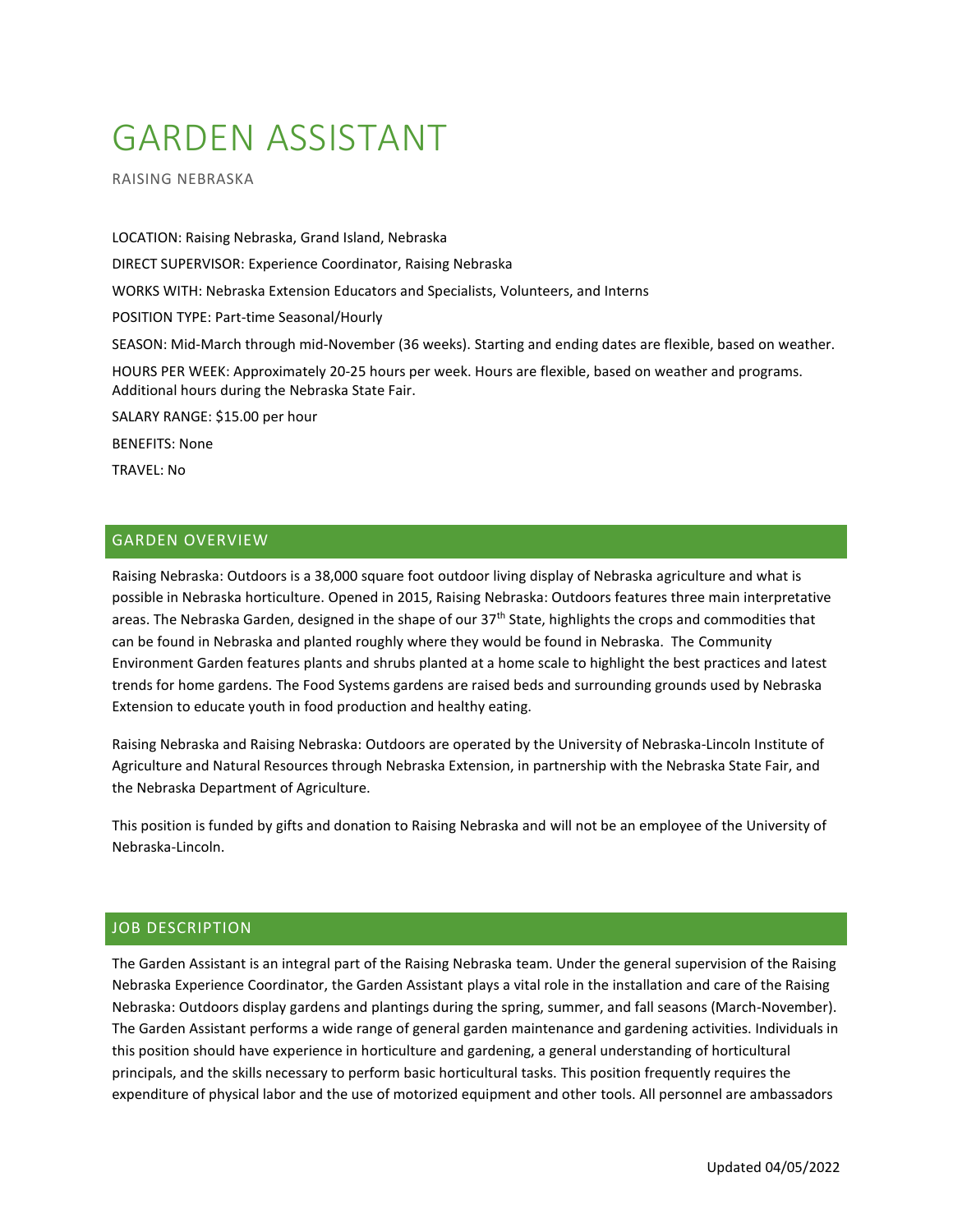# GARDEN ASSISTANT

RAISING NEBRASKA

LOCATION: Raising Nebraska, Grand Island, Nebraska

DIRECT SUPERVISOR: Experience Coordinator, Raising Nebraska

WORKS WITH: Nebraska Extension Educators and Specialists, Volunteers, and Interns

POSITION TYPE: Part-time Seasonal/Hourly

SEASON: Mid-March through mid-November (36 weeks). Starting and ending dates are flexible, based on weather.

HOURS PER WEEK: Approximately 20-25 hours per week. Hours are flexible, based on weather and programs. Additional hours during the Nebraska State Fair.

SALARY RANGE: $15.00 per hour

BENEFITS: None

TRAVEL: No

## GARDEN OVERVIEW

Raising Nebraska: Outdoors is a 38,000 square foot outdoor living display of Nebraska agriculture and what is possible in Nebraska horticulture. Opened in 2015, Raising Nebraska: Outdoors features three main interpretative areas. The Nebraska Garden, designed in the shape of our 37th State, highlights the crops and commodities that can be found in Nebraska and planted roughly where they would be found in Nebraska. The Community Environment Garden features plants and shrubs planted at a home scale to highlight the best practices and latest trends for home gardens. The Food Systems gardens are raised beds and surrounding grounds used by Nebraska Extension to educate youth in food production and healthy eating.

Raising Nebraska and Raising Nebraska: Outdoors are operated by the University of Nebraska-Lincoln Institute of Agriculture and Natural Resources through Nebraska Extension, in partnership with the Nebraska State Fair, and the Nebraska Department of Agriculture.

This position is funded by gifts and donation to Raising Nebraska and will not be an employee of the University of Nebraska-Lincoln.

## JOB DESCRIPTION

The Garden Assistant is an integral part of the Raising Nebraska team. Under the general supervision of the Raising Nebraska Experience Coordinator, the Garden Assistant plays a vital role in the installation and care of the Raising Nebraska: Outdoors display gardens and plantings during the spring, summer, and fall seasons (March-November). The Garden Assistant performs a wide range of general garden maintenance and gardening activities. Individuals in this position should have experience in horticulture and gardening, a general understanding of horticultural principals, and the skills necessary to perform basic horticultural tasks. This position frequently requires the expenditure of physical labor and the use of motorized equipment and other tools. All personnel are ambassadors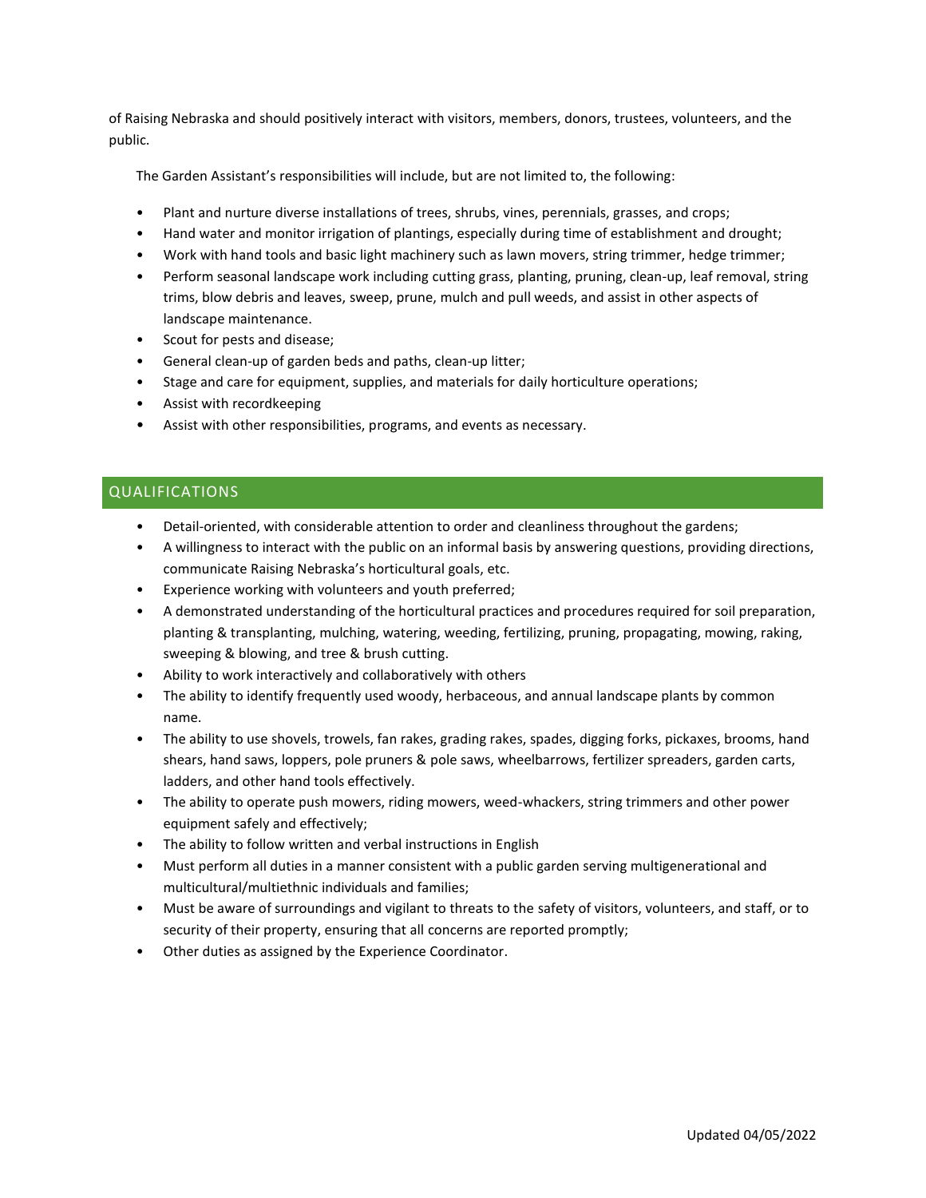of Raising Nebraska and should positively interact with visitors, members, donors, trustees, volunteers, and the public.

The Garden Assistant's responsibilities will include, but are not limited to, the following:

- Plant and nurture diverse installations of trees, shrubs, vines, perennials, grasses, and crops;
- Hand water and monitor irrigation of plantings, especially during time of establishment and drought;
- Work with hand tools and basic light machinery such as lawn movers, string trimmer, hedge trimmer;
- Perform seasonal landscape work including cutting grass, planting, pruning, clean-up, leaf removal, string trims, blow debris and leaves, sweep, prune, mulch and pull weeds, and assist in other aspects of landscape maintenance.
- Scout for pests and disease;
- General clean-up of garden beds and paths, clean-up litter;
- Stage and care for equipment, supplies, and materials for daily horticulture operations;
- Assist with recordkeeping
- Assist with other responsibilities, programs, and events as necessary.

## QUALIFICATIONS

- Detail-oriented, with considerable attention to order and cleanliness throughout the gardens;
- A willingness to interact with the public on an informal basis by answering questions, providing directions, communicate Raising Nebraska's horticultural goals, etc.
- Experience working with volunteers and youth preferred;
- A demonstrated understanding of the horticultural practices and procedures required for soil preparation, planting & transplanting, mulching, watering, weeding, fertilizing, pruning, propagating, mowing, raking, sweeping & blowing, and tree & brush cutting.
- Ability to work interactively and collaboratively with others
- The ability to identify frequently used woody, herbaceous, and annual landscape plants by common name.
- The ability to use shovels, trowels, fan rakes, grading rakes, spades, digging forks, pickaxes, brooms, hand shears, hand saws, loppers, pole pruners & pole saws, wheelbarrows, fertilizer spreaders, garden carts, ladders, and other hand tools effectively.
- The ability to operate push mowers, riding mowers, weed-whackers, string trimmers and other power equipment safely and effectively;
- The ability to follow written and verbal instructions in English
- Must perform all duties in a manner consistent with a public garden serving multigenerational and multicultural/multiethnic individuals and families;
- Must be aware of surroundings and vigilant to threats to the safety of visitors, volunteers, and staff, or to security of their property, ensuring that all concerns are reported promptly;
- Other duties as assigned by the Experience Coordinator.

Updated 04/05/2022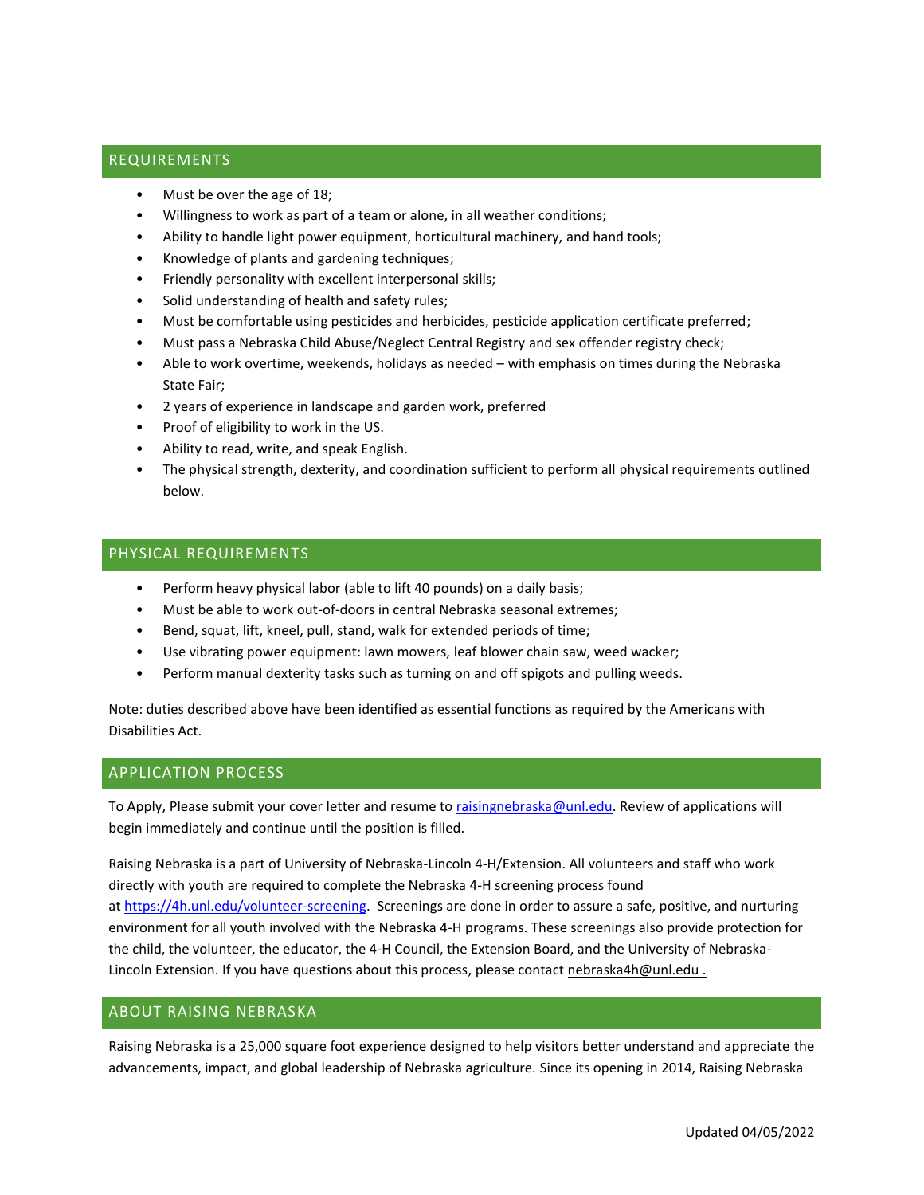## REQUIREMENTS

- Must be over the age of 18;
- Willingness to work as part of a team or alone, in all weather conditions;
- Ability to handle light power equipment, horticultural machinery, and hand tools;
- Knowledge of plants and gardening techniques;
- Friendly personality with excellent interpersonal skills;
- Solid understanding of health and safety rules;
- Must be comfortable using pesticides and herbicides, pesticide application certificate preferred;
- Must pass a Nebraska Child Abuse/Neglect Central Registry and sex offender registry check;
- Able to work overtime, weekends, holidays as needed – with emphasis on times during the Nebraska State Fair;
- 2 years of experience in landscape and garden work, preferred
- Proof of eligibility to work in the US.
- Ability to read, write, and speak English.
- The physical strength, dexterity, and coordination sufficient to perform all physical requirements outlined below.

## PHYSICAL REQUIREMENTS

- Perform heavy physical labor (able to lift 40 pounds) on a daily basis;
- Must be able to work out-of-doors in central Nebraska seasonal extremes;
- Bend, squat, lift, kneel, pull, stand, walk for extended periods of time;
- Use vibrating power equipment: lawn mowers, leaf blower chain saw, weed wacker;
- Perform manual dexterity tasks such as turning on and off spigots and pulling weeds.

Note: duties described above have been identified as essential functions as required by the Americans with Disabilities Act.

## APPLICATION PROCESS

To Apply, Please submit your cover letter and resume to raisingnebraska@unl.edu. Review of applications will begin immediately and continue until the position is filled.

Raising Nebraska is a part of University of Nebraska-Lincoln 4-H/Extension. All volunteers and staff who work directly with youth are required to complete the Nebraska 4-H screening process found at https://4h.unl.edu/volunteer-screening. Screenings are done in order to assure a safe, positive, and nurturing environment for all youth involved with the Nebraska 4-H programs. These screenings also provide protection for the child, the volunteer, the educator, the 4-H Council, the Extension Board, and the University of Nebraska-Lincoln Extension. If you have questions about this process, please contact nebraska4h@unl.edu .

## ABOUT RAISING NEBRASKA

Raising Nebraska is a 25,000 square foot experience designed to help visitors better understand and appreciate the advancements, impact, and global leadership of Nebraska agriculture. Since its opening in 2014, Raising Nebraska

Updated 04/05/2022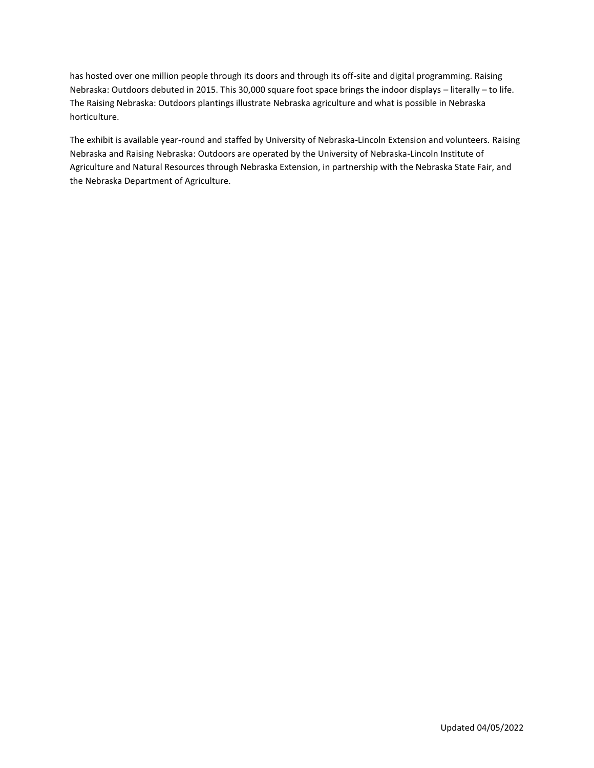has hosted over one million people through its doors and through its off-site and digital programming. Raising Nebraska: Outdoors debuted in 2015. This 30,000 square foot space brings the indoor displays – literally – to life. The Raising Nebraska: Outdoors plantings illustrate Nebraska agriculture and what is possible in Nebraska horticulture.

The exhibit is available year-round and staffed by University of Nebraska-Lincoln Extension and volunteers. Raising Nebraska and Raising Nebraska: Outdoors are operated by the University of Nebraska-Lincoln Institute of Agriculture and Natural Resources through Nebraska Extension, in partnership with the Nebraska State Fair, and the Nebraska Department of Agriculture.

Updated 04/05/2022